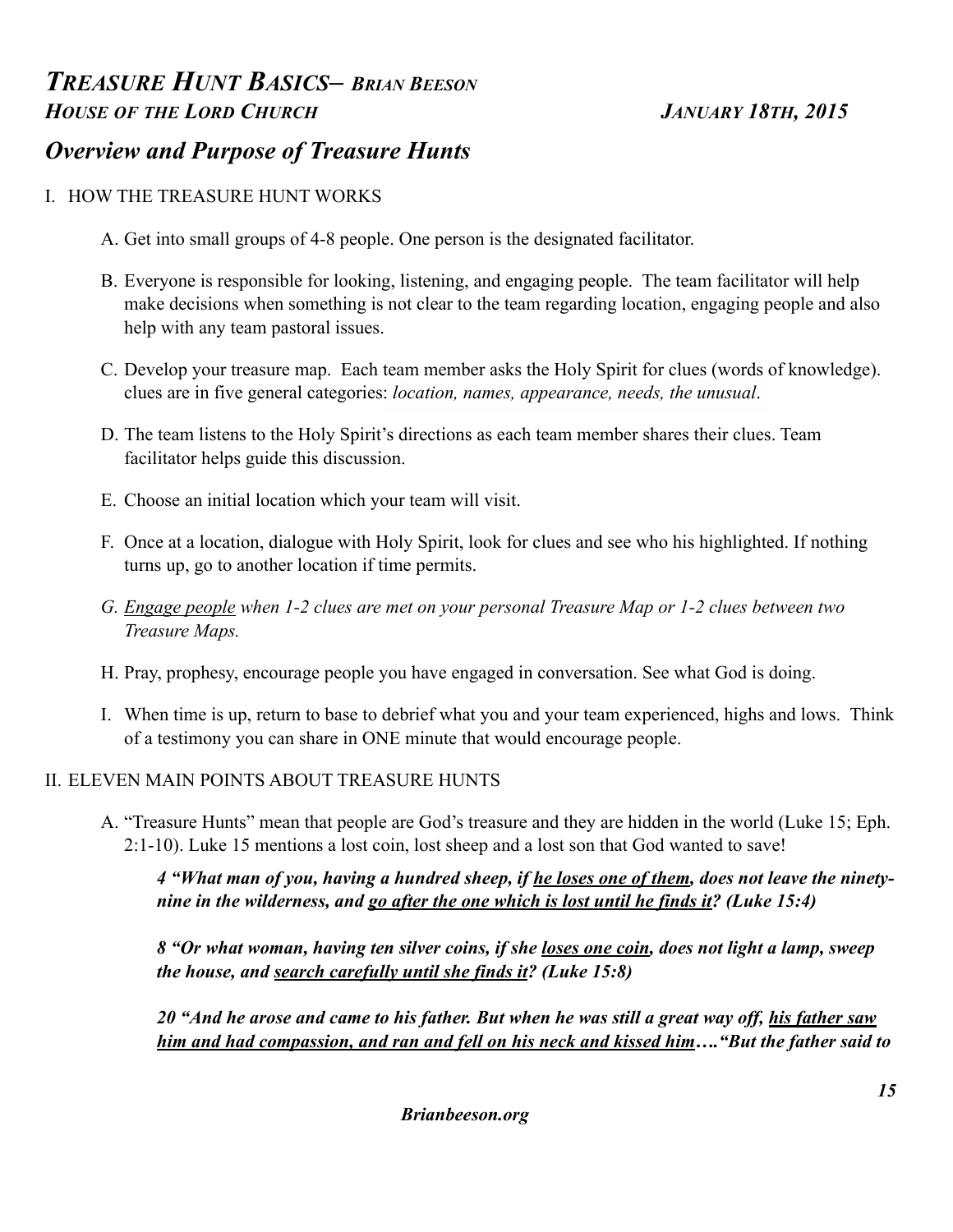# *TREASURE HUNT BASICS– BRIAN BEESON*

***HOUSE OF THE LORD CHURCH*** ***JANUARY 18TH, 2015***

## *Overview and Purpose of Treasure Hunts*

I. HOW THE TREASURE HUNT WORKS

A. Get into small groups of 4-8 people. One person is the designated facilitator.

B. Everyone is responsible for looking, listening, and engaging people. The team facilitator will help make decisions when something is not clear to the team regarding location, engaging people and also help with any team pastoral issues.

C. Develop your treasure map. Each team member asks the Holy Spirit for clues (words of knowledge). clues are in five general categories: *location, names, appearance, needs, the unusual*.

D. The team listens to the Holy Spirit's directions as each team member shares their clues. Team facilitator helps guide this discussion.

E. Choose an initial location which your team will visit.

F. Once at a location, dialogue with Holy Spirit, look for clues and see who his highlighted. If nothing turns up, go to another location if time permits.

*G. <u>Engage people</u> when 1-2 clues are met on your personal Treasure Map or 1-2 clues between two Treasure Maps.*

H. Pray, prophesy, encourage people you have engaged in conversation. See what God is doing.

I. When time is up, return to base to debrief what you and your team experienced, highs and lows. Think of a testimony you can share in ONE minute that would encourage people.

II. ELEVEN MAIN POINTS ABOUT TREASURE HUNTS

A. "Treasure Hunts" mean that people are God's treasure and they are hidden in the world (Luke 15; Eph. 2:1-10). Luke 15 mentions a lost coin, lost sheep and a lost son that God wanted to save!

***4 "What man of you, having a hundred sheep, if <u>he loses one of them</u>, does not leave the ninety-nine in the wilderness, and <u>go after the one which is lost until he finds it</u>? (Luke 15:4)***

***8 "Or what woman, having ten silver coins, if she <u>loses one coin</u>, does not light a lamp, sweep the house, and <u>search carefully until she finds it</u>? (Luke 15:8)***

***20 "And he arose and came to his father. But when he was still a great way off, <u>his father saw him and had compassion, and ran and fell on his neck and kissed him</u>…."But the father said to***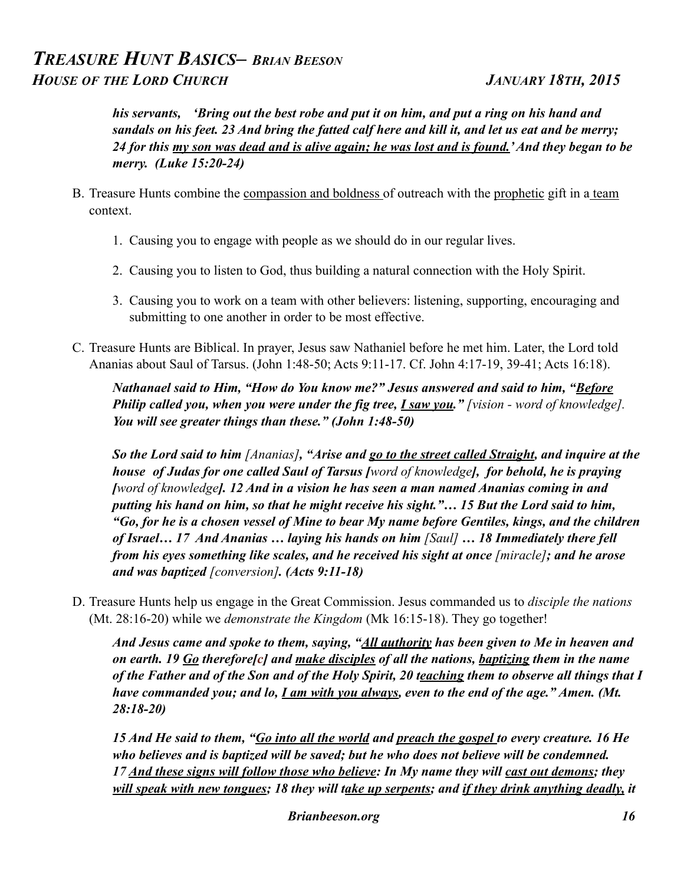***his servants, 'Bring out the best robe and put it on him, and put a ring on his hand and sandals on his feet. 23 And bring the fatted calf here and kill it, and let us eat and be merry; 24 for this <u>my son was dead and is alive again; he was lost and is found.</u>' And they began to be merry. (Luke 15:20-24)***

B. Treasure Hunts combine the <u>compassion and boldness</u> of outreach with the <u>prophetic</u> gift in a <u>team</u> context.

1. Causing you to engage with people as we should do in our regular lives.
2. Causing you to listen to God, thus building a natural connection with the Holy Spirit.
3. Causing you to work on a team with other believers: listening, supporting, encouraging and submitting to one another in order to be most effective.

C. Treasure Hunts are Biblical. In prayer, Jesus saw Nathaniel before he met him. Later, the Lord told Ananias about Saul of Tarsus. (John 1:48-50; Acts 9:11-17. Cf. John 4:17-19, 39-41; Acts 16:18).

***Nathanael said to Him, "How do You know me?" Jesus answered and said to him, "<u>Before Philip called you, when you were under the fig tree, I saw you.</u>"*** *[vision - word of knowledge].* ***You will see greater things than these." (John 1:48-50)***

***So the Lord said to him*** *[Ananias]*, ***"Arise and <u>go to the street called Straight</u>, and inquire at the house of Judas for one called Saul of Tarsus [****word of knowledge****], for behold, he is praying [****word of knowledge****]. 12 And in a vision he has seen a man named Ananias coming in and putting his hand on him, so that he might receive his sight."… 15 But the Lord said to him, "Go, for he is a chosen vessel of Mine to bear My name before Gentiles, kings, and the children of Israel… 17 And Ananias … laying his hands on him*** *[Saul]* ***… 18 Immediately there fell from his eyes something like scales, and he received his sight at once*** *[miracle]****; and he arose and was baptized*** *[conversion]****. (Acts 9:11-18)***

D. Treasure Hunts help us engage in the Great Commission. Jesus commanded us to *disciple the nations* (Mt. 28:16-20) while we *demonstrate the Kingdom* (Mk 16:15-18). They go together!

***And Jesus came and spoke to them, saying, "<u>All authority</u> has been given to Me in heaven and on earth. 19 <u>Go</u> therefore[c] and <u>make disciples</u> of all the nations, <u>baptizing</u> them in the name of the Father and of the Son and of the Holy Spirit, 20 <u>teaching</u> them to observe all things that I have commanded you; and lo, <u>I am with you always</u>, even to the end of the age." Amen. (Mt. 28:18-20)***

***15 And He said to them, "<u>Go into all the world</u> and <u>preach the gospel</u> to every creature. 16 He who believes and is baptized will be saved; but he who does not believe will be condemned. 17 <u>And these signs will follow those who believe</u>: In My name they will <u>cast out demons</u>; they <u>will speak with new tongues</u>; 18 they will <u>take up serpents</u>; and <u>if they drink anything deadly,</u> it***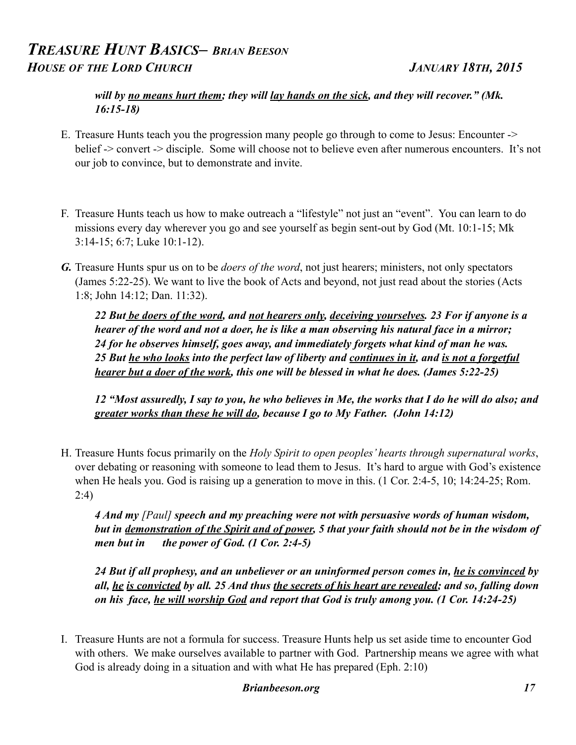***will by <u>no means hurt them</u>; they will <u>lay hands on the sick</u>, and they will recover." (Mk. 16:15-18)***

E. Treasure Hunts teach you the progression many people go through to come to Jesus: Encounter -> belief -> convert -> disciple. Some will choose not to believe even after numerous encounters. It's not our job to convince, but to demonstrate and invite.

F. Treasure Hunts teach us how to make outreach a "lifestyle" not just an "event". You can learn to do missions every day wherever you go and see yourself as begin sent-out by God (Mt. 10:1-15; Mk 3:14-15; 6:7; Luke 10:1-12).

***G.*** Treasure Hunts spur us on to be *doers of the word*, not just hearers; ministers, not only spectators (James 5:22-25). We want to live the book of Acts and beyond, not just read about the stories (Acts 1:8; John 14:12; Dan. 11:32).

> ***22 But <u>be doers of the word</u>, and <u>not hearers only</u>, <u>deceiving yourselves</u>. 23 For if anyone is a hearer of the word and not a doer, he is like a man observing his natural face in a mirror; 24 for he observes himself, goes away, and immediately forgets what kind of man he was. 25 But <u>he who looks</u> into the perfect law of liberty and <u>continues in it</u>, and <u>is not a forgetful hearer but a doer of the work</u>, this one will be blessed in what he does. (James 5:22-25)***
>
> ***12 "Most assuredly, I say to you, he who believes in Me, the works that I do he will do also; and <u>greater works than these he will do</u>, because I go to My Father. (John 14:12)***

H. Treasure Hunts focus primarily on the *Holy Spirit to open peoples' hearts through supernatural works*, over debating or reasoning with someone to lead them to Jesus. It's hard to argue with God's existence when He heals you. God is raising up a generation to move in this. (1 Cor. 2:4-5, 10; 14:24-25; Rom. 2:4)

> ***4 And my [Paul] speech and my preaching were not with persuasive words of human wisdom, but in <u>demonstration of the Spirit and of power</u>, 5 that your faith should not be in the wisdom of men but in the power of God. (1 Cor. 2:4-5)***
>
> ***24 But if all prophesy, and an unbeliever or an uninformed person comes in, <u>he is convinced</u> by all, <u>he</u> <u>is convicted</u> by all. 25 And thus <u>the secrets of his heart are revealed</u>; and so, falling down on his face, <u>he will worship God</u> and report that God is truly among you. (1 Cor. 14:24-25)***

I. Treasure Hunts are not a formula for success. Treasure Hunts help us set aside time to encounter God with others. We make ourselves available to partner with God. Partnership means we agree with what God is already doing in a situation and with what He has prepared (Eph. 2:10)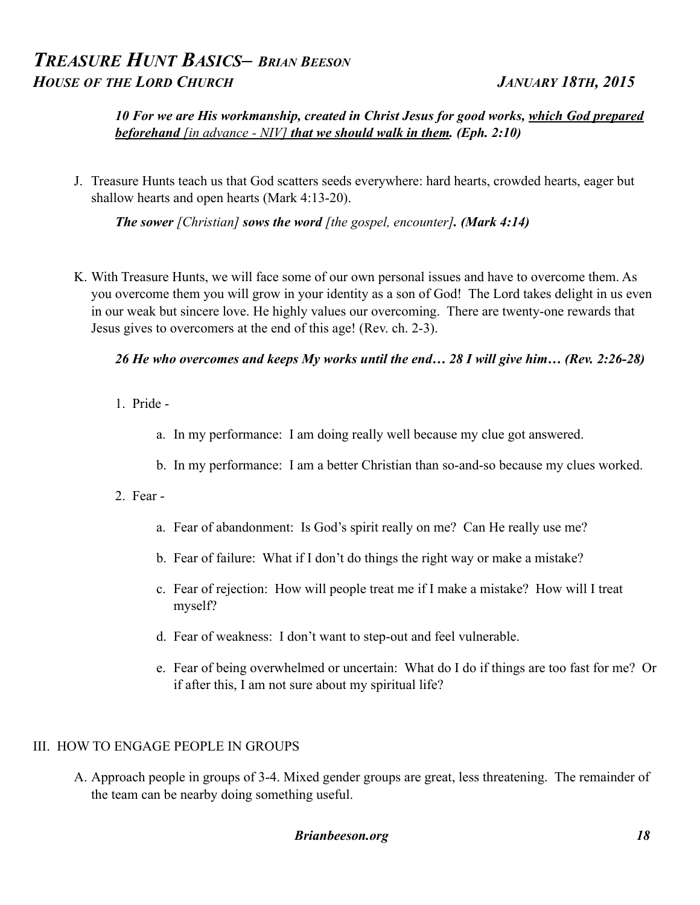***10 For we are His workmanship, created in Christ Jesus for good works, <u>which God prepared beforehand</u>*** <u>*[in advance - NIV]*</u> ***<u>that we should walk in them</u>. (Eph. 2:10)***

J. Treasure Hunts teach us that God scatters seeds everywhere: hard hearts, crowded hearts, eager but shallow hearts and open hearts (Mark 4:13-20).

   ***The sower*** *[Christian]* ***sows the word*** *[the gospel, encounter]**. (Mark 4:14)***

K. With Treasure Hunts, we will face some of our own personal issues and have to overcome them. As you overcome them you will grow in your identity as a son of God! The Lord takes delight in us even in our weak but sincere love. He highly values our overcoming. There are twenty-one rewards that Jesus gives to overcomers at the end of this age! (Rev. ch. 2-3).

   ***26 He who overcomes and keeps My works until the end… 28 I will give him… (Rev. 2:26-28)***

   1. Pride -
      a. In my performance: I am doing really well because my clue got answered.
      b. In my performance: I am a better Christian than so-and-so because my clues worked.
   2. Fear -
      a. Fear of abandonment: Is God's spirit really on me? Can He really use me?
      b. Fear of failure: What if I don't do things the right way or make a mistake?
      c. Fear of rejection: How will people treat me if I make a mistake? How will I treat myself?
      d. Fear of weakness: I don't want to step-out and feel vulnerable.
      e. Fear of being overwhelmed or uncertain: What do I do if things are too fast for me? Or if after this, I am not sure about my spiritual life?

## III. HOW TO ENGAGE PEOPLE IN GROUPS

A. Approach people in groups of 3-4. Mixed gender groups are great, less threatening. The remainder of the team can be nearby doing something useful.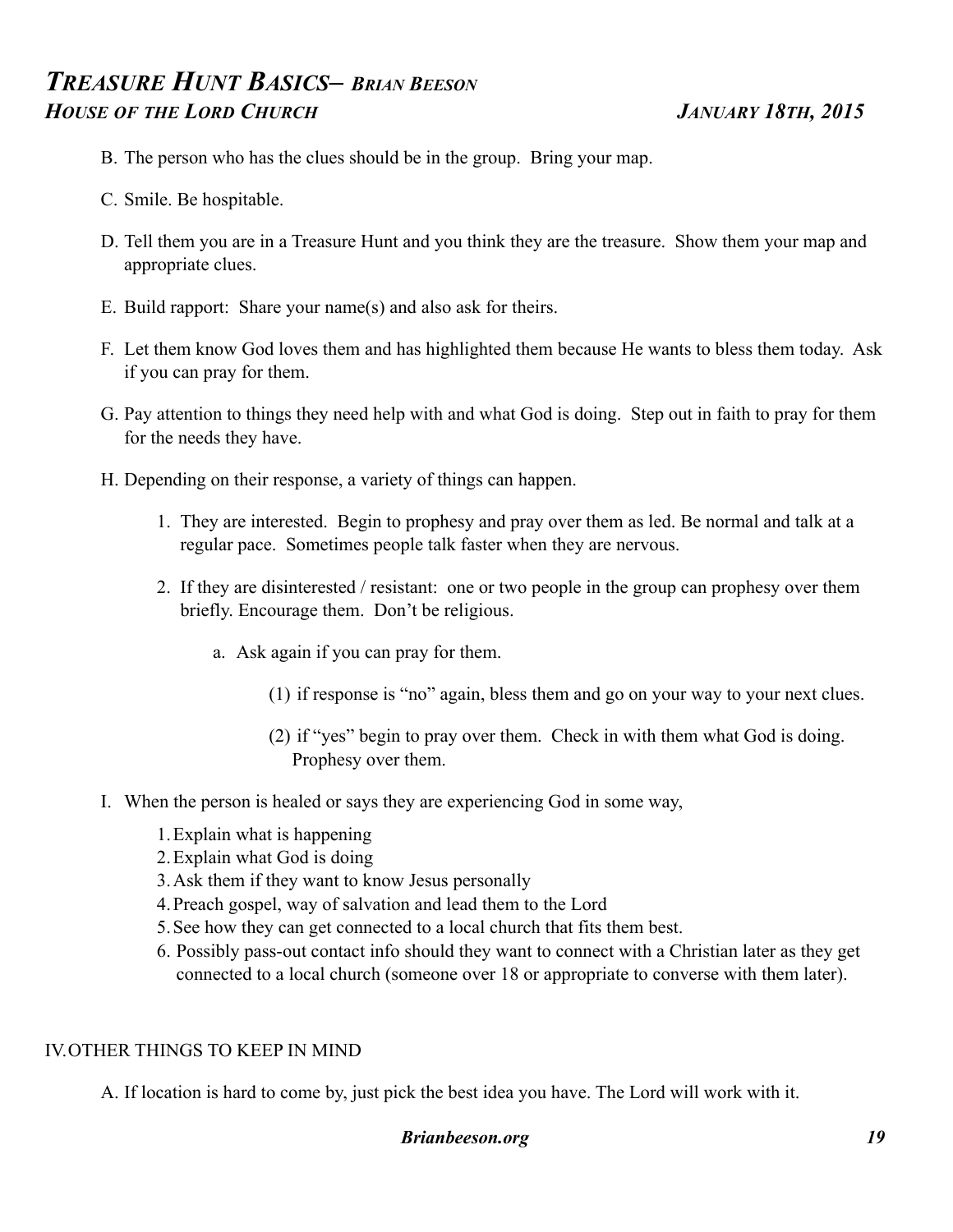B. The person who has the clues should be in the group. Bring your map.

C. Smile. Be hospitable.

D. Tell them you are in a Treasure Hunt and you think they are the treasure. Show them your map and appropriate clues.

E. Build rapport: Share your name(s) and also ask for theirs.

F. Let them know God loves them and has highlighted them because He wants to bless them today. Ask if you can pray for them.

G. Pay attention to things they need help with and what God is doing. Step out in faith to pray for them for the needs they have.

H. Depending on their response, a variety of things can happen.

   1. They are interested. Begin to prophesy and pray over them as led. Be normal and talk at a regular pace. Sometimes people talk faster when they are nervous.

   2. If they are disinterested / resistant: one or two people in the group can prophesy over them briefly. Encourage them. Don't be religious.

      a. Ask again if you can pray for them.

         (1) if response is "no" again, bless them and go on your way to your next clues.

         (2) if "yes" begin to pray over them. Check in with them what God is doing. Prophesy over them.

I. When the person is healed or says they are experiencing God in some way,

   1. Explain what is happening
   2. Explain what God is doing
   3. Ask them if they want to know Jesus personally
   4. Preach gospel, way of salvation and lead them to the Lord
   5. See how they can get connected to a local church that fits them best.
   6. Possibly pass-out contact info should they want to connect with a Christian later as they get connected to a local church (someone over 18 or appropriate to converse with them later).

## IV. OTHER THINGS TO KEEP IN MIND

A. If location is hard to come by, just pick the best idea you have. The Lord will work with it.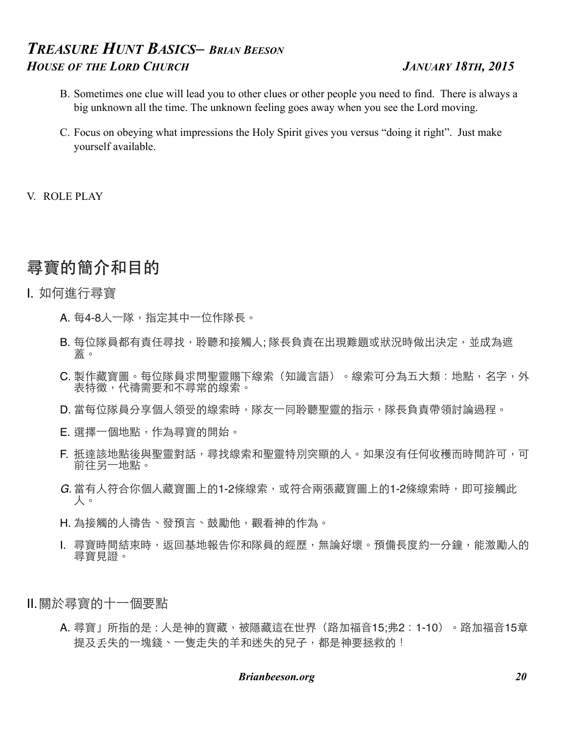B. Sometimes one clue will lead you to other clues or other people you need to find. There is always a big unknown all the time. The unknown feeling goes away when you see the Lord moving.

C. Focus on obeying what impressions the Holy Spirit gives you versus "doing it right". Just make yourself available.

V. ROLE PLAY

# 尋寶的簡介和目的

## I. 如何進行尋寶

A. 每4-8人一隊，指定其中一位作隊長。

B. 每位隊員都有責任尋找，聆聽和接觸人; 隊長負責在出現難題或狀況時做出決定，並成為遮蓋。

C. 製作藏寶圖。每位隊員求問聖靈賜下線索（知識言語）。線索可分為五大類：地點，名字，外表特徵，代禱需要和不尋常的線索。

D. 當每位隊員分享個人領受的線索時，隊友一同聆聽聖靈的指示，隊長負責帶領討論過程。

E. 選擇一個地點，作為尋寶的開始。

F. 抵達該地點後與聖靈對話，尋找線索和聖靈特別突顯的人。如果沒有任何收穫而時間許可，可前往另一地點。

*G.* 當有人符合你個人藏寶圖上的1-2條線索，或符合兩張藏寶圖上的1-2條線索時，即可接觸此人。

H. 為接觸的人禱告、發預言、鼓勵他，觀看神的作為。

I. 尋寶時間結束時，返回基地報告你和隊員的經歷，無論好壞。預備長度約一分鐘，能激勵人的尋寶見證。

## II. 關於尋寶的十一個要點

A. 尋寶」所指的是 : 人是神的寶藏，被隱藏這在世界（路加福音15;弗2：1-10）。路加福音15章提及丟失的一塊錢、一隻走失的羊和迷失的兒子，都是神要拯救的！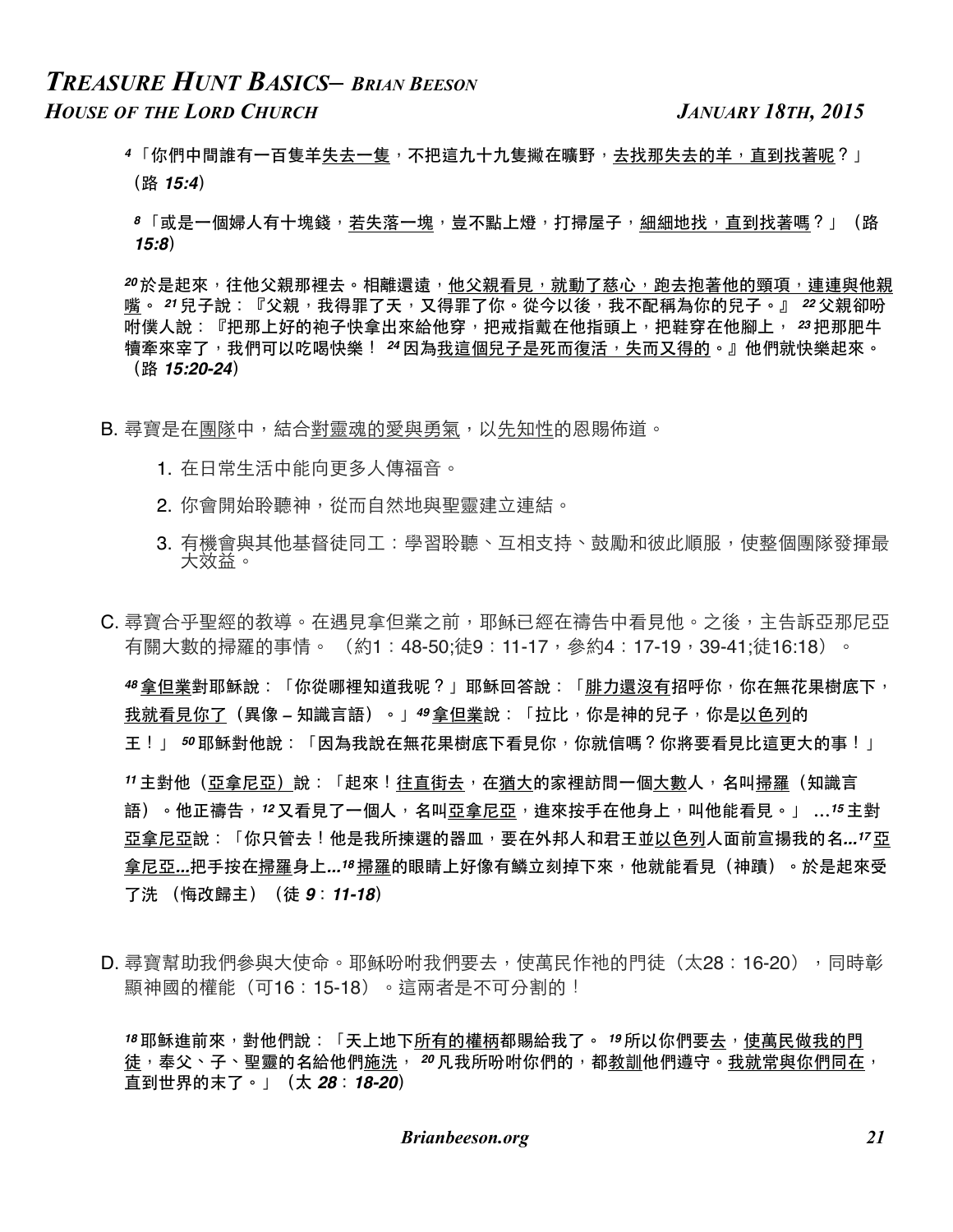[4]「你們中間誰有一百隻羊失去一隻，不把這九十九隻撇在曠野，去找那失去的羊，直到找著呢？」（路 ***15:4***）

[8]「或是一個婦人有十塊錢，若失落一塊，豈不點上燈，打掃屋子，細細地找，直到找著嗎？」（路 ***15:8***）

**[20]於是起來，往他父親那裡去。相離還遠，他父親看見，就動了慈心，跑去抱著他的頸項，連連與他親嘴。[21]兒子說：『父親，我得罪了天，又得罪了你。從今以後，我不配稱為你的兒子。』[22]父親卻吩咐僕人說：『把那上好的袍子快拿出來給他穿，把戒指戴在他指頭上，把鞋穿在他腳上，[23]把那肥牛犢牽來宰了，我們可以吃喝快樂！[24]因為我這個兒子是死而復活，失而又得的。』他們就快樂起來。（路 *15:20-24*）**

B. 尋寶是在團隊中，結合對靈魂的愛與勇氣，以先知性的恩賜佈道。

1. 在日常生活中能向更多人傳福音。
2. 你會開始聆聽神，從而自然地與聖靈建立連結。
3. 有機會與其他基督徒同工：學習聆聽、互相支持、鼓勵和彼此順服，使整個團隊發揮最大效益。

C. 尋寶合乎聖經的教導。在遇見拿但業之前，耶穌已經在禱告中看見他。之後，主告訴亞那尼亞有關大數的掃羅的事情。（約1：48-50;徒9：11-17，參約4：17-19，39-41;徒16:18）。

**[48]拿但業對耶穌說：「你從哪裡知道我呢？」耶穌回答說：「腓力還沒有招呼你，你在無花果樹底下，我就看見你了（異像 – 知識言語）。」[49]拿但業說：「拉比，你是神的兒子，你是以色列的王！」[50]耶穌對他說：「因為我說在無花果樹底下看見你，你就信嗎？你將要看見比這更大的事！」**

**[11]主對他（亞拿尼亞）說：「起來！往直街去，在猶大的家裡訪問一個大數人，名叫掃羅（知識言語）。他正禱告，[12]又看見了一個人，名叫亞拿尼亞，進來按手在他身上，叫他能看見。」 …[15]主對亞拿尼亞說：「你只管去！他是我所揀選的器皿，要在外邦人和君王並以色列人面前宣揚我的名...[17]亞拿尼亞...把手按在掃羅身上...[18]掃羅的眼睛上好像有鱗立刻掉下來，他就能看見（神蹟）。於是起來受了洗（悔改歸主）（徒 *9*：*11-18*）**

D. 尋寶幫助我們參與大使命。耶穌吩咐我們要去，使萬民作祂的門徒（太28：16-20），同時彰顯神國的權能（可16：15-18）。這兩者是不可分割的！

**[18]耶穌進前來，對他們說：「天上地下所有的權柄都賜給我了。[19]所以你們要去，使萬民做我的門徒，奉父、子、聖靈的名給他們施洗，[20]凡我所吩咐你們的，都教訓他們遵守。我就常與你們同在，直到世界的末了。」（太 *28*：*18-20*）**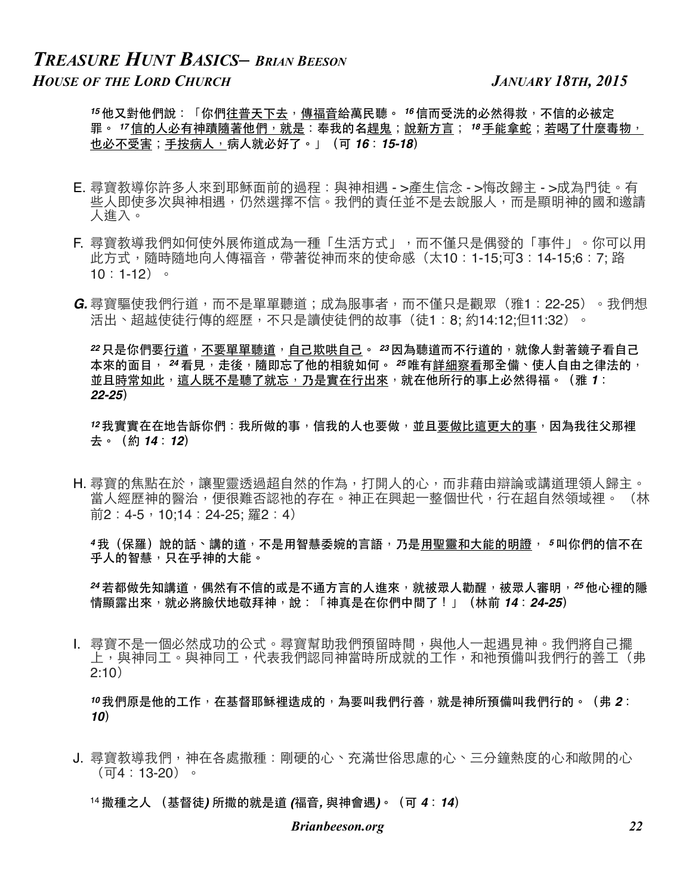**[15] 他又對他們說：「你們往普天下去，傳福音給萬民聽。 [16] 信而受洗的必然得救，不信的必被定罪。 [17] 信的人必有神蹟隨著他們，就是：奉我的名趕鬼；說新方言； [18] 手能拿蛇；若喝了什麼毒物，也必不受害；手按病人，病人就必好了。」（可 *16*：*15-18*）**

E. 尋寶教導你許多人來到耶穌面前的過程：與神相遇 - >產生信念 - >悔改歸主 - >成為門徒。有些人即使多次與神相遇，仍然選擇不信。我們的責任並不是去說服人，而是顯明神的國和邀請人進入。

F. 尋寶教導我們如何使外展佈道成為一種「生活方式」，而不僅只是偶發的「事件」。你可以用此方式，隨時隨地向人傳福音，帶著從神而來的使命感（太10：1-15;可3：14-15;6：7; 路10：1-12）。

***G.*** 尋寶驅使我們行道，而不是單單聽道；成為服事者，而不僅只是觀眾（雅1：22-25）。我們想活出、超越使徒行傳的經歷，不只是讀使徒們的故事（徒1：8; 約14:12;但11:32）。

**[22] 只是你們要行道，不要單單聽道，自己欺哄自己。 [23] 因為聽道而不行道的，就像人對著鏡子看自己本來的面目， [24] 看見，走後，隨即忘了他的相貌如何。 [25] 唯有詳細察看那全備、使人自由之律法的，並且時常如此，這人既不是聽了就忘，乃是實在行出來，就在他所行的事上必然得福。（雅 *1*：*22-25*）**

**[12] 我實實在在地告訴你們：我所做的事，信我的人也要做，並且要做比這更大的事，因為我往父那裡去。（約 *14*：*12*）**

H. 尋寶的焦點在於，讓聖靈透過超自然的作為，打開人的心，而非藉由辯論或講道理領人歸主。當人經歷神的醫治，便很難否認祂的存在。神正在興起一整個世代，行在超自然領域裡。 （林前2：4-5，10;14：24-25; 羅2：4）

**[4] 我（保羅）說的話、講的道，不是用智慧委婉的言語，乃是用聖靈和大能的明證， [5] 叫你們的信不在乎人的智慧，只在乎神的大能。**

**[24] 若都做先知講道，偶然有不信的或是不通方言的人進來，就被眾人勸醒，被眾人審明，[25] 他心裡的隱情顯露出來，就必將臉伏地敬拜神，說：「神真是在你們中間了！」（林前 *14*：*24-25*）**

I. 尋寶不是一個必然成功的公式。尋寶幫助我們預留時間，與他人一起遇見神。我們將自己擺上，與神同工。與神同工，代表我們認同神當時所成就的工作，和祂預備叫我們行的善工（弗2:10）

**[10] 我們原是他的工作，在基督耶穌裡造成的，為要叫我們行善，就是神所預備叫我們行的。（弗 *2*：*10*）**

J. 尋寶教導我們，神在各處撒種：剛硬的心、充滿世俗思慮的心、三分鐘熱度的心和敞開的心（可4：13-20）。

**[14] 撒種之人 （基督徒*)* 所撒的就是道 *(*福音*,* 與神會遇*)*。（可 *4*：*14*）**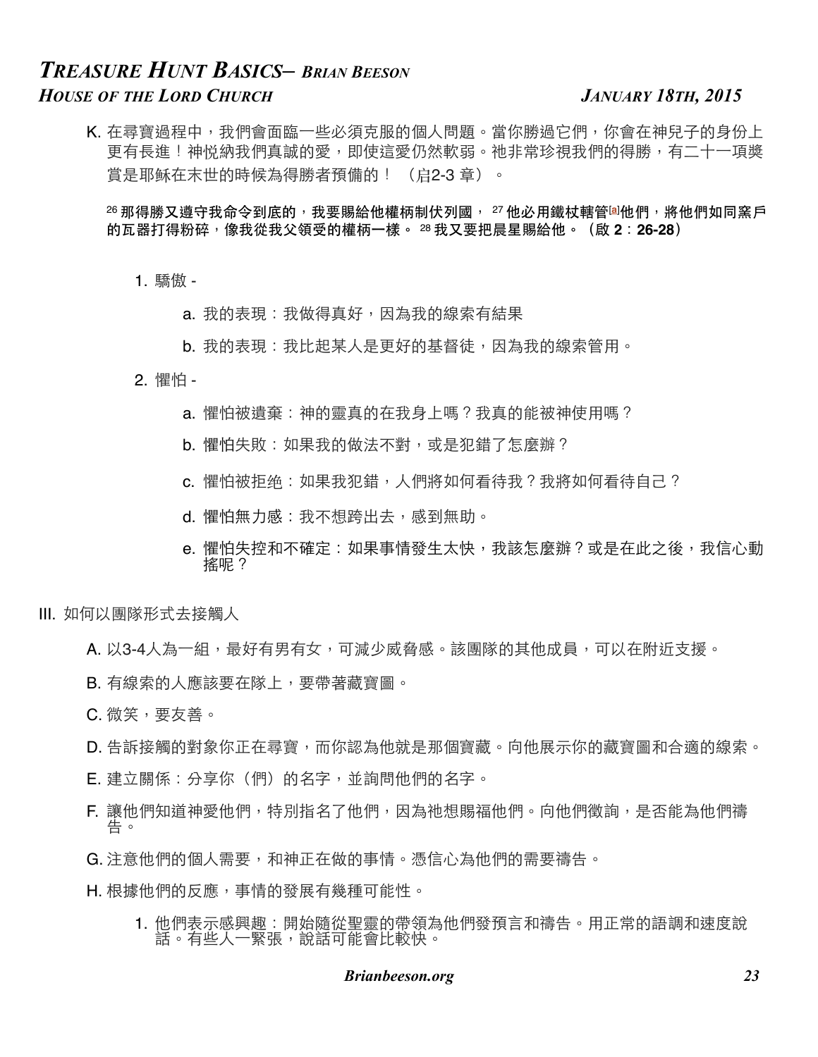K. 在尋寶過程中，我們會面臨一些必須克服的個人問題。當你勝過它們，你會在神兒子的身份上更有長進！神悅納我們真誠的愛，即使這愛仍然軟弱。祂非常珍視我們的得勝，有二十一項獎賞是耶穌在末世的時候為得勝者預備的！（启2-3 章）。

**[26] 那得勝又遵守我命令到底的，我要賜給他權柄制伏列國， [27] 他必用鐵杖轄管[a]他們，將他們如同窯戶的瓦器打得粉碎，像我從我父領受的權柄一樣。 [28] 我又要把晨星賜給他。（啟 2：26-28）**

1. 驕傲 -
   a. 我的表現：我做得真好，因為我的線索有結果
   b. 我的表現：我比起某人是更好的基督徒，因為我的線索管用。
2. 懼怕 -
   a. 懼怕被遺棄：神的靈真的在我身上嗎？我真的能被神使用嗎？
   b. 懼怕失敗：如果我的做法不對，或是犯錯了怎麼辦？
   c. 懼怕被拒绝：如果我犯錯，人們將如何看待我？我將如何看待自己？
   d. 懼怕無力感：我不想跨出去，感到無助。
   e. 懼怕失控和不確定：如果事情發生太快，我該怎麼辦？或是在此之後，我信心動搖呢？

III. 如何以團隊形式去接觸人

A. 以3-4人為一組，最好有男有女，可減少威脅感。該團隊的其他成員，可以在附近支援。

B. 有線索的人應該要在隊上，要帶著藏寶圖。

C. 微笑，要友善。

D. 告訴接觸的對象你正在尋寶，而你認為他就是那個寶藏。向他展示你的藏寶圖和合適的線索。

E. 建立關係：分享你（們）的名字，並詢問他們的名字。

F. 讓他們知道神愛他們，特別指名了他們，因為祂想賜福他們。向他們徵詢，是否能為他們禱告。

G. 注意他們的個人需要，和神正在做的事情。憑信心為他們的需要禱告。

H. 根據他們的反應，事情的發展有幾種可能性。

1. 他們表示感興趣：開始隨從聖靈的帶領為他們發預言和禱告。用正常的語調和速度說話。有些人一緊張，說話可能會比較快。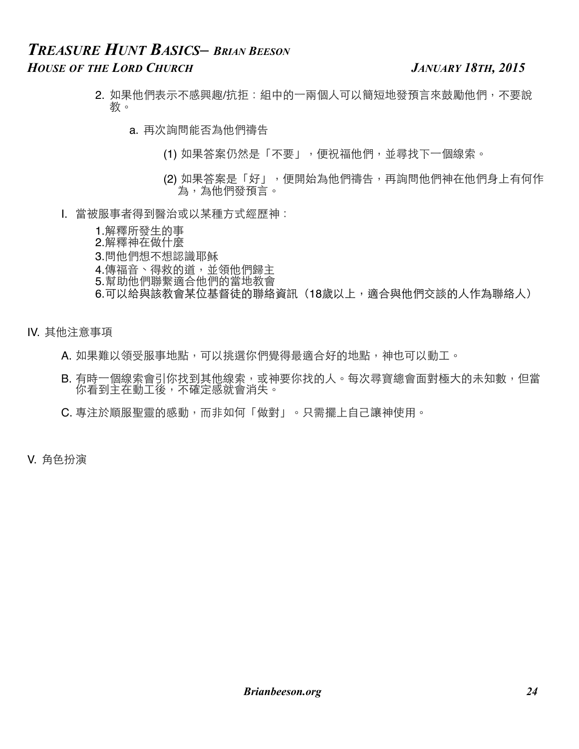2. 如果他們表示不感興趣/抗拒：組中的一兩個人可以簡短地發預言來鼓勵他們，不要說教。

   a. 再次詢問能否為他們禱告

      (1) 如果答案仍然是「不要」，便祝福他們，並尋找下一個線索。

      (2) 如果答案是「好」，便開始為他們禱告，再詢問他們神在他們身上有何作為，為他們發預言。

I. 當被服事者得到醫治或以某種方式經歷神：

1.解釋所發生的事
2.解釋神在做什麼
3.問他們想不想認識耶穌
4.傳福音、得救的道，並領他們歸主
5.幫助他們聯繫適合他們的當地教會
6.可以給與該教會某位基督徒的聯絡資訊（18歲以上，適合與他們交談的人作為聯絡人）

IV. 其他注意事項

A. 如果難以領受服事地點，可以挑選你們覺得最適合好的地點，神也可以動工。

B. 有時一個線索會引你找到其他線索，或神要你找的人。每次尋寶總會面對極大的未知數，但當你看到主在動工後，不確定感就會消失。

C. 專注於順服聖靈的感動，而非如何「做對」。只需擺上自己讓神使用。

V. 角色扮演